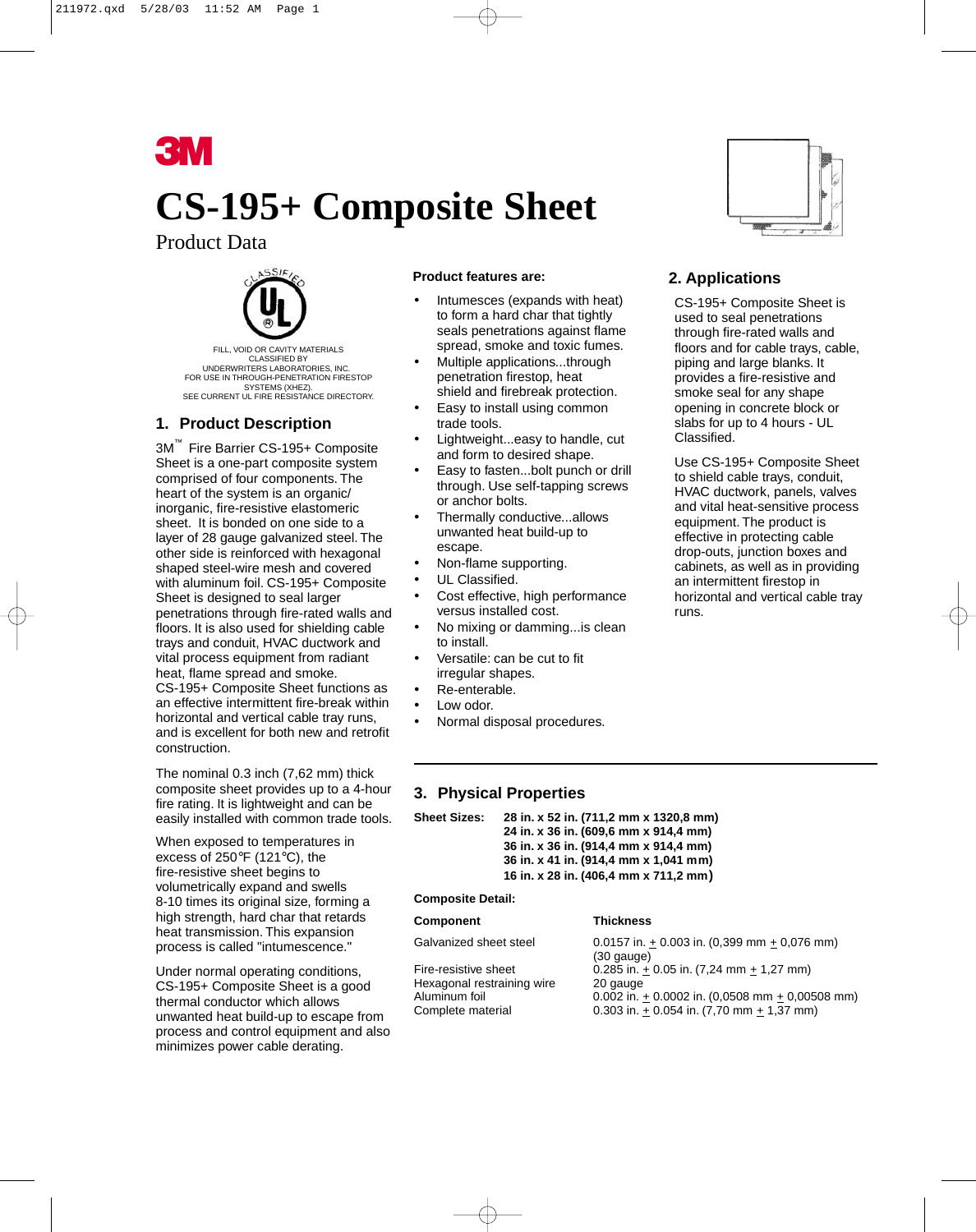3M

# CS-195+ Composite Sheet

Product Data

FILL, VOID OR CAVITY MATERIALS CLASSIFIED BY UNDERWRITERS LABORATORIES, INC. FOR USE IN THROUGH-PENETRATION FIRESTOP SYSTEMS (XHEZ). SEE CURRENT UL FIRE RESISTANCE DIRECTORY.

## 1. Product Description

3M™ Fire Barrier CS-195+ Composite Sheet is a one-part composite system comprised of four components. The heart of the system is an organic/inorganic, fire-resistive elastomeric sheet. It is bonded on one side to a layer of 28 gauge galvanized steel. The other side is reinforced with hexagonal shaped steel-wire mesh and covered with aluminum foil. CS-195+ Composite Sheet is designed to seal larger penetrations through fire-rated walls and floors. It is also used for shielding cable trays and conduit, HVAC ductwork and vital process equipment from radiant heat, flame spread and smoke. CS-195+ Composite Sheet functions as an effective intermittent fire-break within horizontal and vertical cable tray runs, and is excellent for both new and retrofit construction.

The nominal 0.3 inch (7,62 mm) thick composite sheet provides up to a 4-hour fire rating. It is lightweight and can be easily installed with common trade tools.

When exposed to temperatures in excess of 250°F (121°C), the fire-resistive sheet begins to volumetrically expand and swells 8-10 times its original size, forming a high strength, hard char that retards heat transmission. This expansion process is called "intumescence."

Under normal operating conditions, CS-195+ Composite Sheet is a good thermal conductor which allows unwanted heat build-up to escape from process and control equipment and also minimizes power cable derating.

**Product features are:**

- Intumesces (expands with heat) to form a hard char that tightly seals penetrations against flame spread, smoke and toxic fumes.
- Multiple applications...through penetration firestop, heat shield and firebreak protection.
- Easy to install using common trade tools.
- Lightweight...easy to handle, cut and form to desired shape.
- Easy to fasten...bolt punch or drill through. Use self-tapping screws or anchor bolts.
- Thermally conductive...allows unwanted heat build-up to escape.
- Non-flame supporting.
- UL Classified.
- Cost effective, high performance versus installed cost.
- No mixing or damming...is clean to install.
- Versatile: can be cut to fit irregular shapes.
- Re-enterable.
- Low odor.
- Normal disposal procedures.

## 2. Applications

CS-195+ Composite Sheet is used to seal penetrations through fire-rated walls and floors and for cable trays, cable, piping and large blanks. It provides a fire-resistive and smoke seal for any shape opening in concrete block or slabs for up to 4 hours - UL Classified.

Use CS-195+ Composite Sheet to shield cable trays, conduit, HVAC ductwork, panels, valves and vital heat-sensitive process equipment. The product is effective in protecting cable drop-outs, junction boxes and cabinets, as well as in providing an intermittent firestop in horizontal and vertical cable tray runs.

## 3. Physical Properties

**Sheet Sizes:**
- **28 in. x 52 in. (711,2 mm x 1320,8 mm)**
- **24 in. x 36 in. (609,6 mm x 914,4 mm)**
- **36 in. x 36 in. (914,4 mm x 914,4 mm)**
- **36 in. x 41 in. (914,4 mm x 1,041 mm)**
- **16 in. x 28 in. (406,4 mm x 711,2 mm)**

**Composite Detail:**

| Component | Thickness |
|---|---|
| Galvanized sheet steel | 0.0157 in. ± 0.003 in. (0,399 mm ± 0,076 mm) (30 gauge) |
| Fire-resistive sheet | 0.285 in. ± 0.05 in. (7,24 mm ± 1,27 mm) |
| Hexagonal restraining wire | 20 gauge |
| Aluminum foil | 0.002 in. ± 0.0002 in. (0,0508 mm ± 0,00508 mm) |
| Complete material | 0.303 in. ± 0.054 in. (7,70 mm ± 1,37 mm) |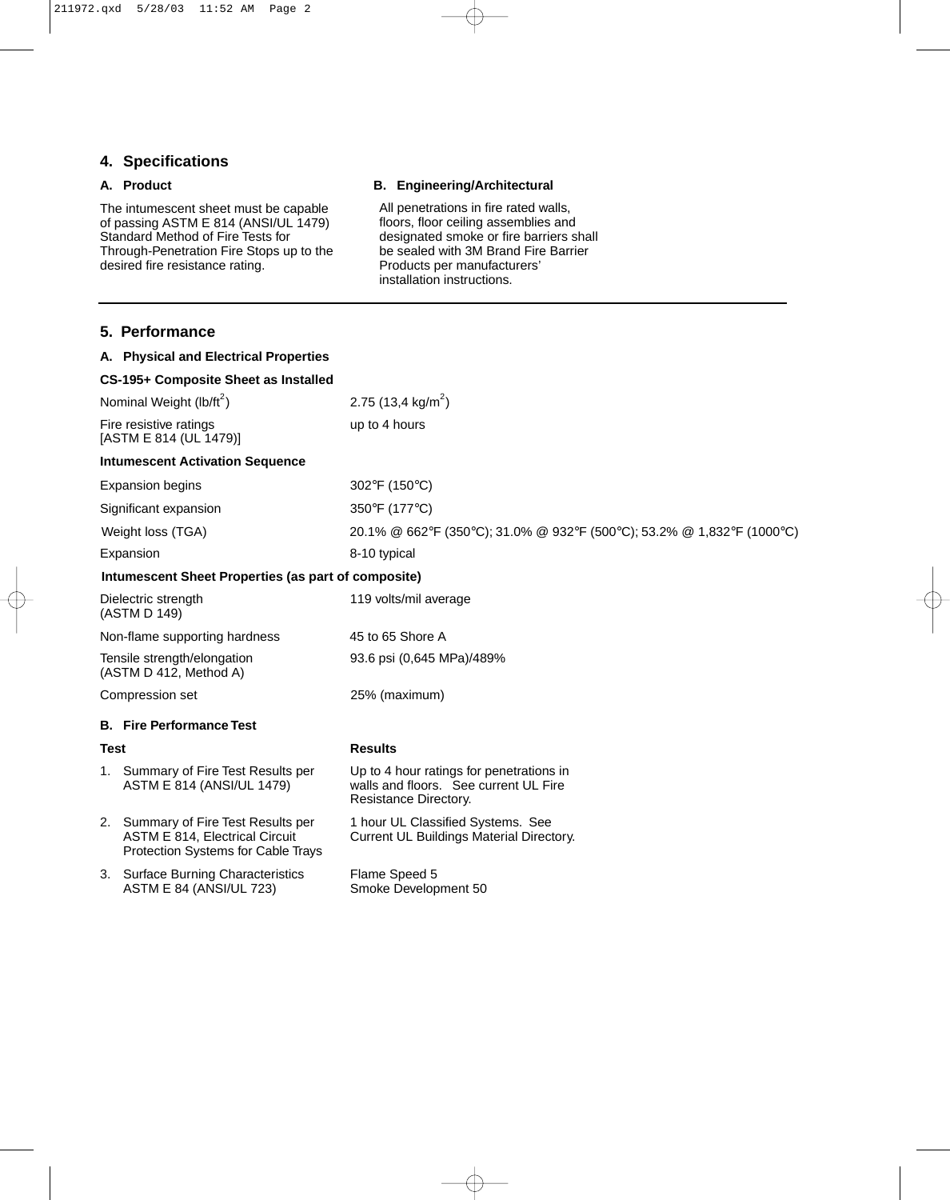## 4. Specifications

### A. Product

The intumescent sheet must be capable of passing ASTM E 814 (ANSI/UL 1479) Standard Method of Fire Tests for Through-Penetration Fire Stops up to the desired fire resistance rating.

### B. Engineering/Architectural

All penetrations in fire rated walls, floors, floor ceiling assemblies and designated smoke or fire barriers shall be sealed with 3M Brand Fire Barrier Products per manufacturers' installation instructions.

## 5. Performance

### A. Physical and Electrical Properties

**CS-195+ Composite Sheet as Installed**

| | |
|---|---|
| Nominal Weight (lb/ft$^2$) | 2.75 (13,4 kg/m$^2$) |
| Fire resistive ratings [ASTM E 814 (UL 1479)] | up to 4 hours |

**Intumescent Activation Sequence**

| | |
|---|---|
| Expansion begins | 302°F (150°C) |
| Significant expansion | 350°F (177°C) |
| Weight loss (TGA) | 20.1% @ 662°F (350°C); 31.0% @ 932°F (500°C); 53.2% @ 1,832°F (1000°C) |
| Expansion | 8-10 typical |

**Intumescent Sheet Properties (as part of composite)**

| | |
|---|---|
| Dielectric strength (ASTM D 149) | 119 volts/mil average |
| Non-flame supporting hardness | 45 to 65 Shore A |
| Tensile strength/elongation (ASTM D 412, Method A) | 93.6 psi (0,645 MPa)/489% |
| Compression set | 25% (maximum) |

### B. Fire Performance Test

| Test | Results |
|---|---|
| 1. Summary of Fire Test Results per ASTM E 814 (ANSI/UL 1479) | Up to 4 hour ratings for penetrations in walls and floors. See current UL Fire Resistance Directory. |
| 2. Summary of Fire Test Results per ASTM E 814, Electrical Circuit Protection Systems for Cable Trays | 1 hour UL Classified Systems. See Current UL Buildings Material Directory. |
| 3. Surface Burning Characteristics ASTM E 84 (ANSI/UL 723) | Flame Speed 5<br>Smoke Development 50 |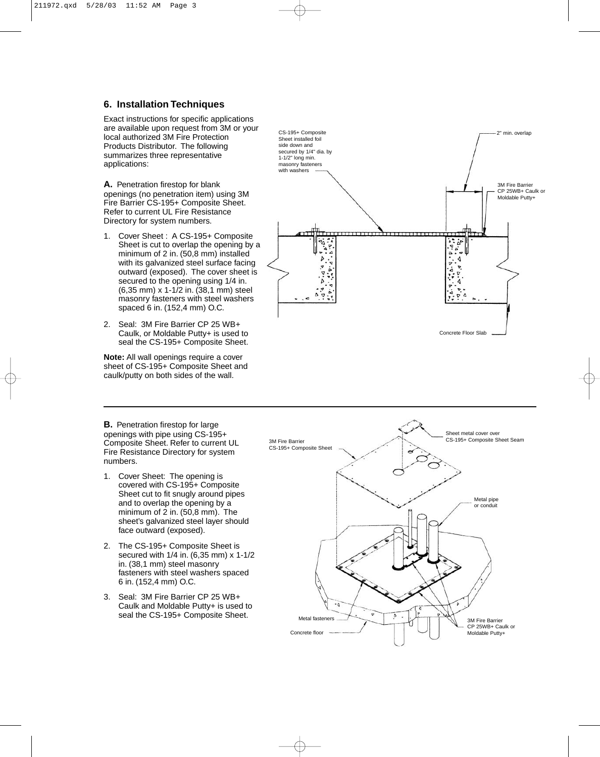## 6. Installation Techniques

Exact instructions for specific applications are available upon request from 3M or your local authorized 3M Fire Protection Products Distributor. The following summarizes three representative applications:

**A.** Penetration firestop for blank openings (no penetration item) using 3M Fire Barrier CS-195+ Composite Sheet. Refer to current UL Fire Resistance Directory for system numbers.

1. Cover Sheet : A CS-195+ Composite Sheet is cut to overlap the opening by a minimum of 2 in. (50,8 mm) installed with its galvanized steel surface facing outward (exposed). The cover sheet is secured to the opening using 1/4 in. (6,35 mm) x 1-1/2 in. (38,1 mm) steel masonry fasteners with steel washers spaced 6 in. (152,4 mm) O.C.

2. Seal: 3M Fire Barrier CP 25 WB+ Caulk, or Moldable Putty+ is used to seal the CS-195+ Composite Sheet.

**Note:** All wall openings require a cover sheet of CS-195+ Composite Sheet and caulk/putty on both sides of the wall.

CS-195+ Composite Sheet installed foil side down and secured by 1/4" dia. by 1-1/2" long min. masonry fasteners with washers

2" min. overlap

3M Fire Barrier CP 25WB+ Caulk or Moldable Putty+

Concrete Floor Slab

---

**B.** Penetration firestop for large openings with pipe using CS-195+ Composite Sheet. Refer to current UL Fire Resistance Directory for system numbers.

1. Cover Sheet: The opening is covered with CS-195+ Composite Sheet cut to fit snugly around pipes and to overlap the opening by a minimum of 2 in. (50,8 mm). The sheet's galvanized steel layer should face outward (exposed).

2. The CS-195+ Composite Sheet is secured with 1/4 in. (6,35 mm) x 1-1/2 in. (38,1 mm) steel masonry fasteners with steel washers spaced 6 in. (152,4 mm) O.C.

3. Seal: 3M Fire Barrier CP 25 WB+ Caulk and Moldable Putty+ is used to seal the CS-195+ Composite Sheet.

3M Fire Barrier CS-195+ Composite Sheet

Sheet metal cover over CS-195+ Composite Sheet Seam

Metal pipe or conduit

Metal fasteners

Concrete floor

3M Fire Barrier CP 25WB+ Caulk or Moldable Putty+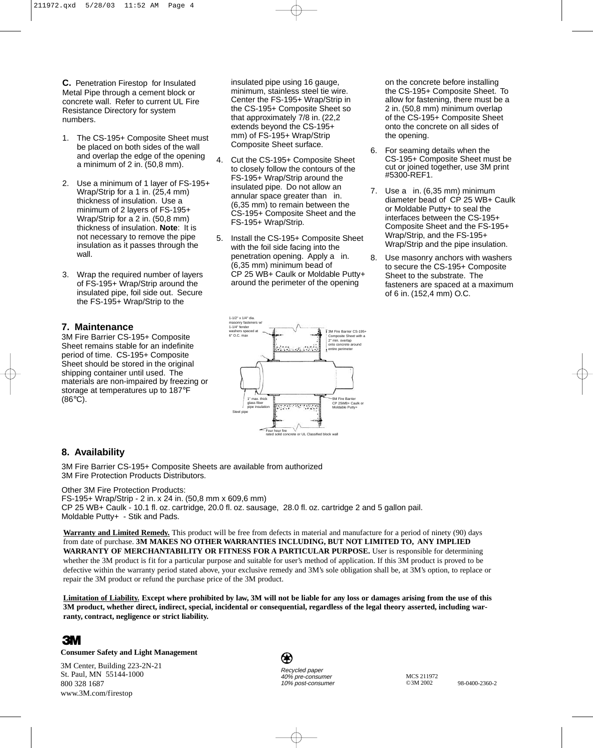**C.** Penetration Firestop for Insulated Metal Pipe through a cement block or concrete wall. Refer to current UL Fire Resistance Directory for system numbers.

1. The CS-195+ Composite Sheet must be placed on both sides of the wall and overlap the edge of the opening a minimum of 2 in. (50,8 mm).

2. Use a minimum of 1 layer of FS-195+ Wrap/Strip for a 1 in. (25,4 mm) thickness of insulation. Use a minimum of 2 layers of FS-195+ Wrap/Strip for a 2 in. (50,8 mm) thickness of insulation. **Note**: It is not necessary to remove the pipe insulation as it passes through the wall.

3. Wrap the required number of layers of FS-195+ Wrap/Strip around the insulated pipe, foil side out. Secure the FS-195+ Wrap/Strip to the insulated pipe using 16 gauge, minimum, stainless steel tie wire. Center the FS-195+ Wrap/Strip in the CS-195+ Composite Sheet so that approximately 7/8 in. (22,2 mm) of FS-195+ Wrap/Strip extends beyond the CS-195+ Composite Sheet surface.

4. Cut the CS-195+ Composite Sheet to closely follow the contours of the FS-195+ Wrap/Strip around the insulated pipe. Do not allow an annular space greater than in. (6,35 mm) to remain between the CS-195+ Composite Sheet and the FS-195+ Wrap/Strip.

5. Install the CS-195+ Composite Sheet with the foil side facing into the penetration opening. Apply a in. (6,35 mm) minimum bead of CP 25 WB+ Caulk or Moldable Putty+ around the perimeter of the opening on the concrete before installing the CS-195+ Composite Sheet. To allow for fastening, there must be a 2 in. (50,8 mm) minimum overlap of the CS-195+ Composite Sheet onto the concrete on all sides of the opening.

6. For seaming details when the CS-195+ Composite Sheet must be cut or joined together, use 3M print #5300-REF1.

7. Use a in. (6,35 mm) minimum diameter bead of CP 25 WB+ Caulk or Moldable Putty+ to seal the interfaces between the CS-195+ Composite Sheet and the FS-195+ Wrap/Strip, and the FS-195+ Wrap/Strip and the pipe insulation.

8. Use masonry anchors with washers to secure the CS-195+ Composite Sheet to the substrate. The fasteners are spaced at a maximum of 6 in. (152,4 mm) O.C.

1-1/2" x 1/4" dia. masonry fasteners w/ 1-1/4" fender washers spaced at 6" O.C. max

3M Fire Barrier CS-195+ Composite Sheet with a 2" min. overlap onto concrete around entire perimeter

1" max. thick glass fiber pipe insulation

Steel pipe

3M Fire Barrier CP 25WB+ Caulk or Moldable Putty+

Four hour fire rated solid concrete or UL Classified block wall

## 7. Maintenance

3M Fire Barrier CS-195+ Composite Sheet remains stable for an indefinite period of time. CS-195+ Composite Sheet should be stored in the original shipping container until used. The materials are non-impaired by freezing or storage at temperatures up to 187°F (86°C).

## 8. Availability

3M Fire Barrier CS-195+ Composite Sheets are available from authorized 3M Fire Protection Products Distributors.

Other 3M Fire Protection Products:
FS-195+ Wrap/Strip - 2 in. x 24 in. (50,8 mm x 609,6 mm)
CP 25 WB+ Caulk - 10.1 fl. oz. cartridge, 20.0 fl. oz. sausage, 28.0 fl. oz. cartridge 2 and 5 gallon pail.
Moldable Putty+ - Stik and Pads.

**Warranty and Limited Remedy.** This product will be free from defects in material and manufacture for a period of ninety (90) days from date of purchase. **3M MAKES NO OTHER WARRANTIES INCLUDING, BUT NOT LIMITED TO, ANY IMPLIED WARRANTY OF MERCHANTABILITY OR FITNESS FOR A PARTICULAR PURPOSE.** User is responsible for determining whether the 3M product is fit for a particular purpose and suitable for user's method of application. If this 3M product is proved to be defective within the warranty period stated above, your exclusive remedy and 3M's sole obligation shall be, at 3M's option, to replace or repair the 3M product or refund the purchase price of the 3M product.

**Limitation of Liability. Except where prohibited by law, 3M will not be liable for any loss or damages arising from the use of this 3M product, whether direct, indirect, special, incidental or consequential, regardless of the legal theory asserted, including warranty, contract, negligence or strict liability.**

**3M**

**Consumer Safety and Light Management**

3M Center, Building 223-2N-21
St. Paul, MN 55144-1000
800 328 1687
www.3M.com/firestop

*Recycled paper*
*40% pre-consumer*
*10% post-consumer*

MCS 211972
©3M 2002

98-0400-2360-2